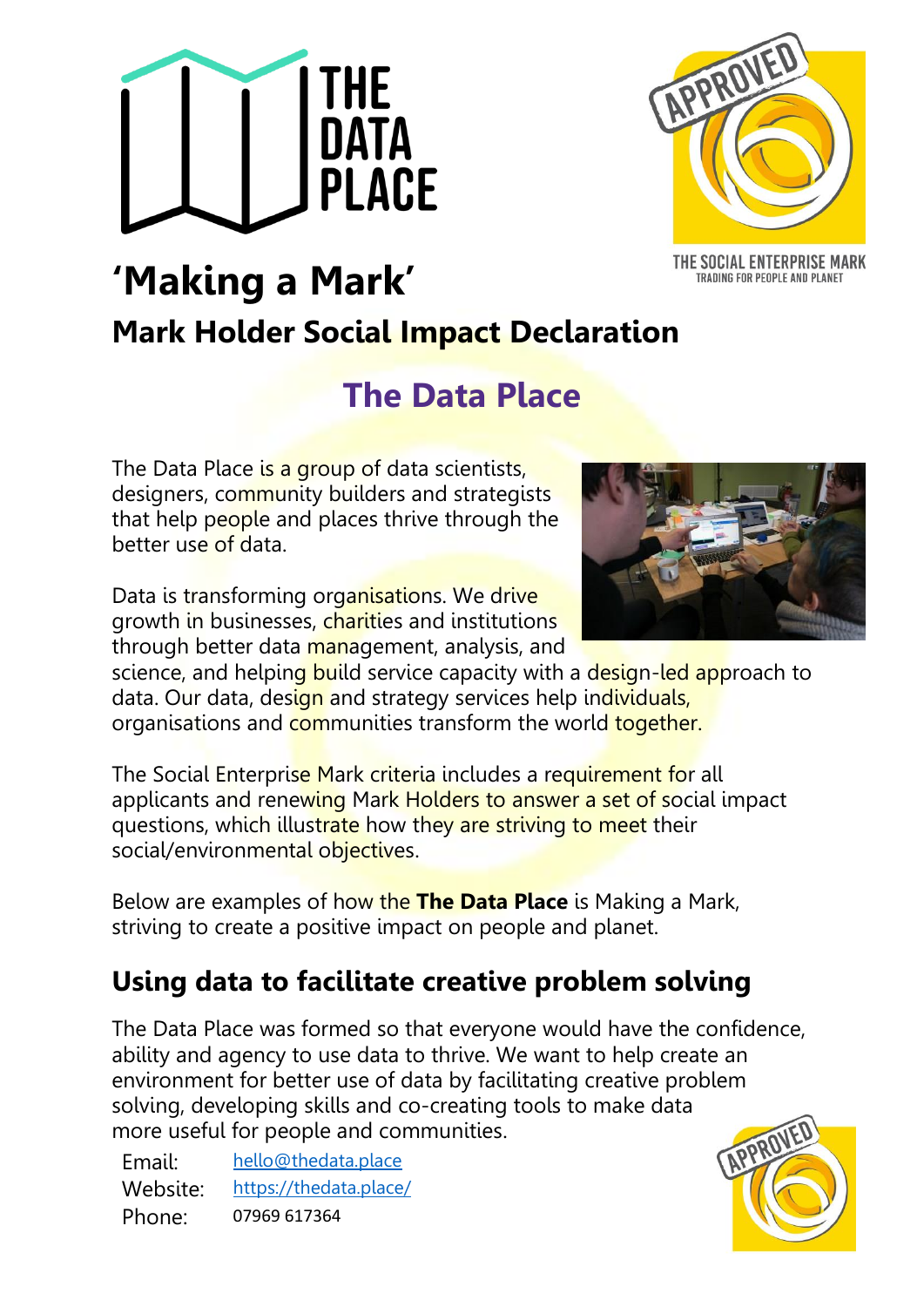# 'Making a Mark'

## Mark Holder Social Impact Declaration

## The Data Place

The Data Place is a group of data scientists, designers, community builders and strategists that help people and places thrive through the better use of data.

Data is transforming organisations. We drive growth in businesses, charities and institutions through better data management, analysis, and science, and helping build service capacity with a design-led approach to data. Our data, design and strategy services help individuals, organisations and communities transform the world together.

The Social Enterprise Mark criteria includes a requirement for all applicants and renewing Mark Holders to answer a set of social impact questions, which illustrate how they are striving to meet their social/environmental objectives.

Below are examples of how the **The Data Place** is Making a Mark, striving to create a positive impact on people and planet.

## Using data to facilitate creative problem solving

The Data Place was formed so that everyone would have the confidence, ability and agency to use data to thrive. We want to help create an environment for better use of data by facilitating creative problem solving, developing skills and co-creating tools to make data more useful for people and communities.

Email: hello@thedata.place
Website: https://thedata.place/
Phone: 07969 617364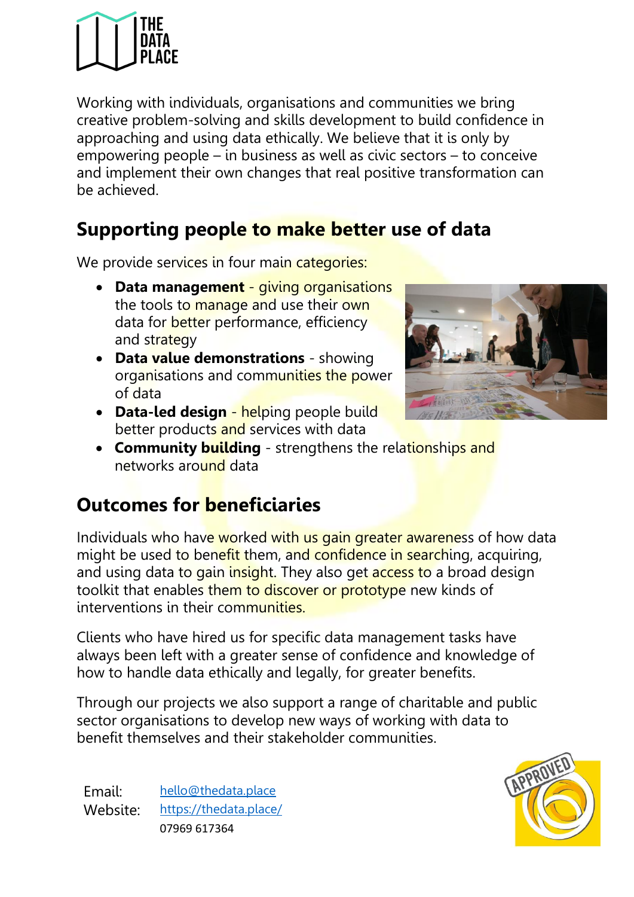THE DATA PLACE

Working with individuals, organisations and communities we bring creative problem-solving and skills development to build confidence in approaching and using data ethically. We believe that it is only by empowering people – in business as well as civic sectors – to conceive and implement their own changes that real positive transformation can be achieved.

## Supporting people to make better use of data

We provide services in four main categories:

- **Data management** - giving organisations the tools to manage and use their own data for better performance, efficiency and strategy
- **Data value demonstrations** - showing organisations and communities the power of data
- **Data-led design** - helping people build better products and services with data
- **Community building** - strengthens the relationships and networks around data

## Outcomes for beneficiaries

Individuals who have worked with us gain greater awareness of how data might be used to benefit them, and confidence in searching, acquiring, and using data to gain insight. They also get access to a broad design toolkit that enables them to discover or prototype new kinds of interventions in their communities.

Clients who have hired us for specific data management tasks have always been left with a greater sense of confidence and knowledge of how to handle data ethically and legally, for greater benefits.

Through our projects we also support a range of charitable and public sector organisations to develop new ways of working with data to benefit themselves and their stakeholder communities.

Email: hello@thedata.place
Website: https://thedata.place/
07969 617364

APPROVED